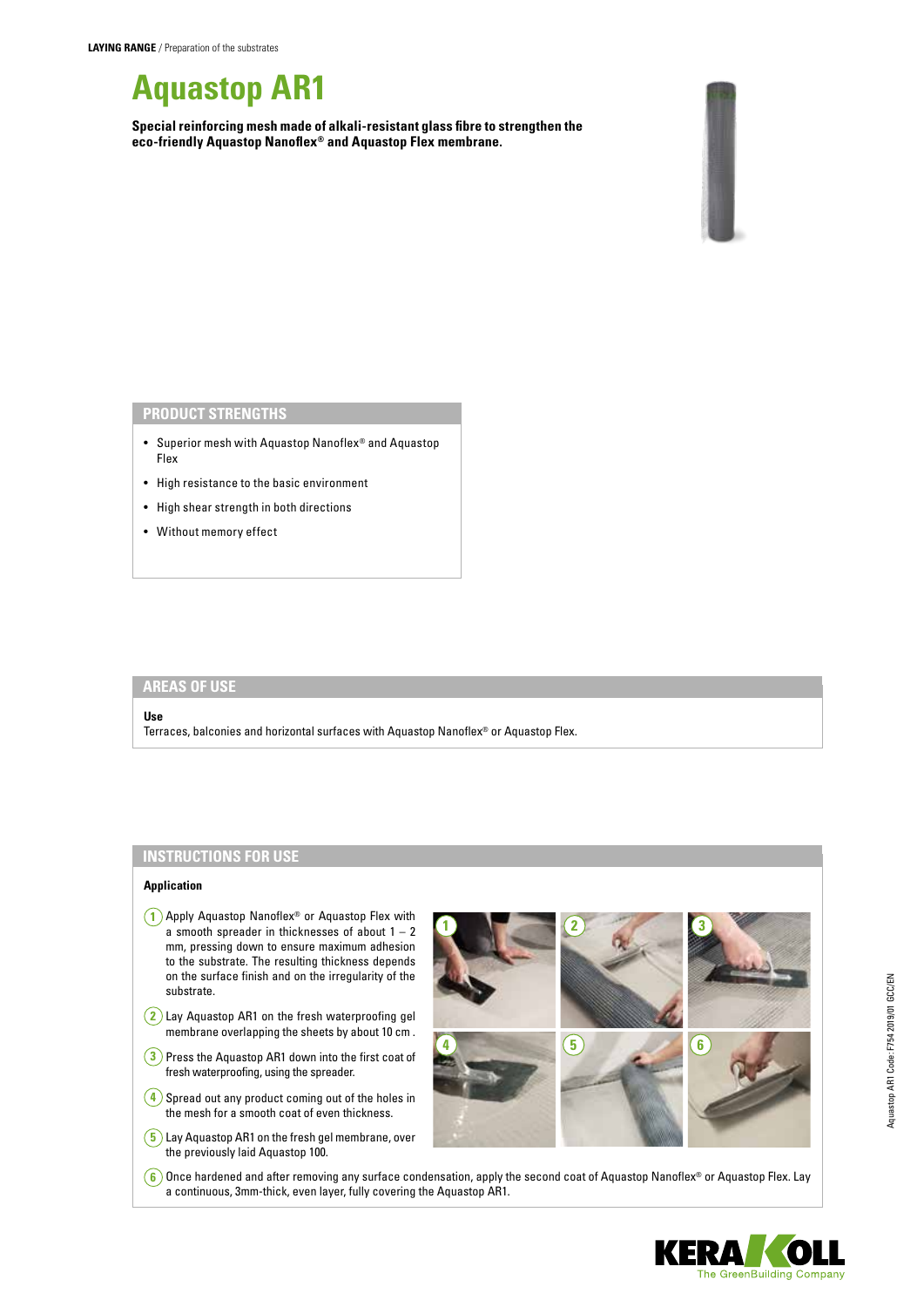**LAYING RANGE** / Preparation of the substrates

# Aquastop AR1

**Special reinforcing mesh made of alkali-resistant glass fibre to strengthen the eco-friendly Aquastop Nanoflex® and Aquastop Flex membrane.**

## PRODUCT STRENGTHS

- Superior mesh with Aquastop Nanoflex® and Aquastop Flex
- High resistance to the basic environment
- High shear strength in both directions
- Without memory effect

## AREAS OF USE

**Use**

Terraces, balconies and horizontal surfaces with Aquastop Nanoflex® or Aquastop Flex.

## INSTRUCTIONS FOR USE

**Application**

1. Apply Aquastop Nanoflex® or Aquastop Flex with a smooth spreader in thicknesses of about 1 – 2 mm, pressing down to ensure maximum adhesion to the substrate. The resulting thickness depends on the surface finish and on the irregularity of the substrate.
2. Lay Aquastop AR1 on the fresh waterproofing gel membrane overlapping the sheets by about 10 cm .
3. Press the Aquastop AR1 down into the first coat of fresh waterproofing, using the spreader.
4. Spread out any product coming out of the holes in the mesh for a smooth coat of even thickness.
5. Lay Aquastop AR1 on the fresh gel membrane, over the previously laid Aquastop 100.
6. Once hardened and after removing any surface condensation, apply the second coat of Aquastop Nanoflex® or Aquastop Flex. Lay a continuous, 3mm-thick, even layer, fully covering the Aquastop AR1.

Aquastop AR1 Code: F754 2019/01 GCC/EN

KERAKOLL The GreenBuilding Company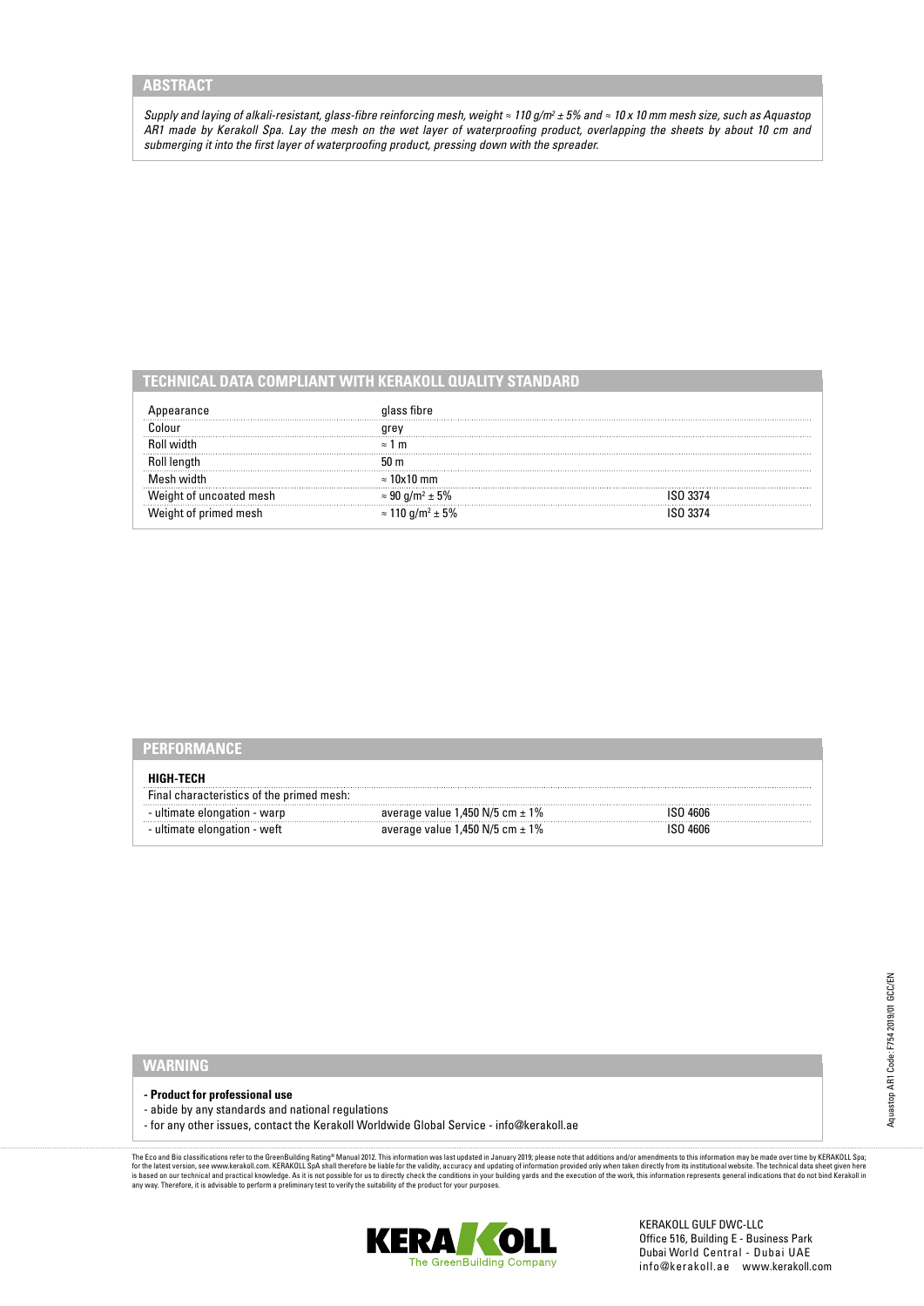## ABSTRACT

*Supply and laying of alkali-resistant, glass-fibre reinforcing mesh, weight ≈ 110 g/m² ± 5% and ≈ 10 x 10 mm mesh size, such as Aquastop AR1 made by Kerakoll Spa. Lay the mesh on the wet layer of waterproofing product, overlapping the sheets by about 10 cm and submerging it into the first layer of waterproofing product, pressing down with the spreader.*

## TECHNICAL DATA COMPLIANT WITH KERAKOLL QUALITY STANDARD

| | | |
|---|---|---|
| Appearance | glass fibre | |
| Colour | grey | |
| Roll width | ≈ 1 m | |
| Roll length | 50 m | |
| Mesh width | ≈ 10x10 mm | |
| Weight of uncoated mesh | ≈ 90 g/m² ± 5% | ISO 3374 |
| Weight of primed mesh | ≈ 110 g/m² ± 5% | ISO 3374 |

## PERFORMANCE

**HIGH-TECH**

| | | |
|---|---|---|
| Final characteristics of the primed mesh: | | |
| - ultimate elongation - warp | average value 1,450 N/5 cm ± 1% | ISO 4606 |
| - ultimate elongation - weft | average value 1,450 N/5 cm ± 1% | ISO 4606 |

## WARNING

- **Product for professional use**
- abide by any standards and national regulations
- for any other issues, contact the Kerakoll Worldwide Global Service - info@kerakoll.ae

The Eco and Bio classifications refer to the GreenBuilding Rating® Manual 2012. This information was last updated in January 2019; please note that additions and/or amendments to this information may be made over time by KERAKOLL Spa; for the latest version, see www.kerakoll.com. KERAKOLL SpA shall therefore be liable for the validity, accuracy and updating of information provided only when taken directly from its institutional website. The technical data sheet given here is based on our technical and practical knowledge. As it is not possible for us to directly check the conditions in your building yards and the execution of the work, this information represents general indications that do not bind Kerakoll in any way. Therefore, it is advisable to perform a preliminary test to verify the suitability of the product for your purposes.

Aquastop AR1 Code: F754 2019/01 GCC/EN

KERAKOLL
The GreenBuilding Company

KERAKOLL GULF DWC-LLC
Office 516, Building E - Business Park
Dubai World Central - Dubai UAE
info@kerakoll.ae www.kerakoll.com